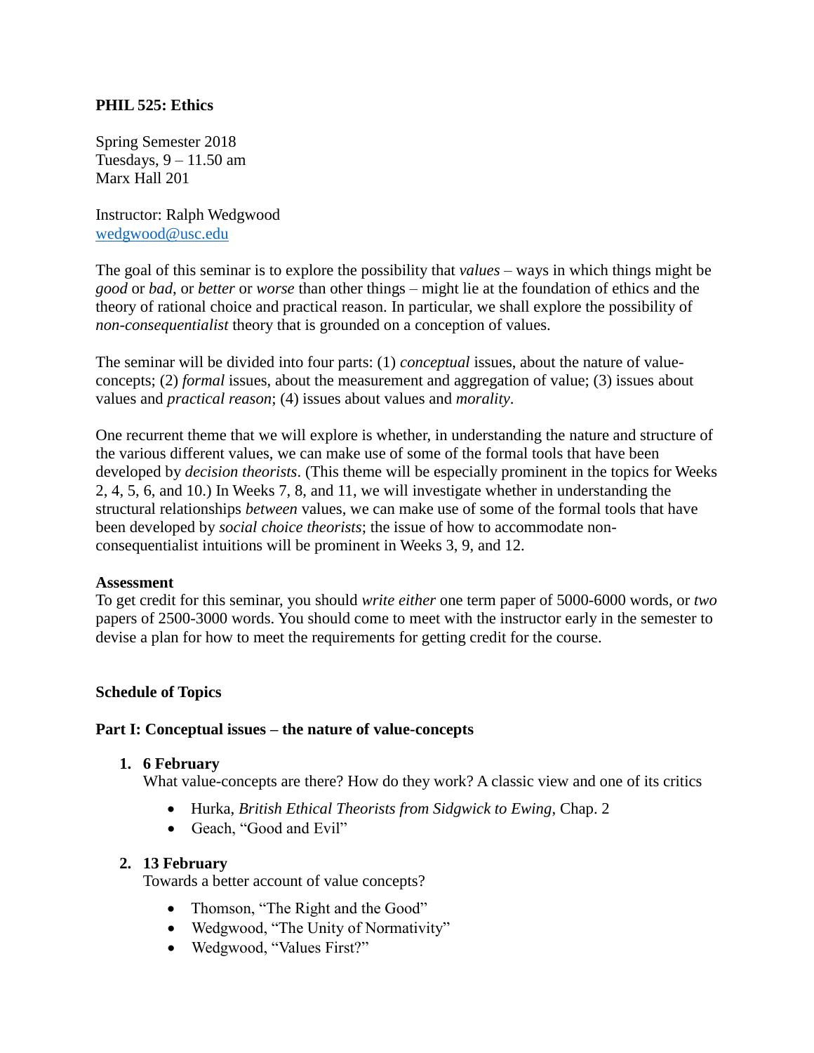**PHIL 525: Ethics**

Spring Semester 2018
Tuesdays, 9 – 11.50 am
Marx Hall 201

Instructor: Ralph Wedgwood
wedgwood@usc.edu

The goal of this seminar is to explore the possibility that *values* – ways in which things might be *good* or *bad*, or *better* or *worse* than other things – might lie at the foundation of ethics and the theory of rational choice and practical reason. In particular, we shall explore the possibility of *non-consequentialist* theory that is grounded on a conception of values.

The seminar will be divided into four parts: (1) *conceptual* issues, about the nature of value-concepts; (2) *formal* issues, about the measurement and aggregation of value; (3) issues about values and *practical reason*; (4) issues about values and *morality*.

One recurrent theme that we will explore is whether, in understanding the nature and structure of the various different values, we can make use of some of the formal tools that have been developed by *decision theorists*. (This theme will be especially prominent in the topics for Weeks 2, 4, 5, 6, and 10.) In Weeks 7, 8, and 11, we will investigate whether in understanding the structural relationships *between* values, we can make use of some of the formal tools that have been developed by *social choice theorists*; the issue of how to accommodate non-consequentialist intuitions will be prominent in Weeks 3, 9, and 12.

**Assessment**
To get credit for this seminar, you should *write either* one term paper of 5000-6000 words, or *two* papers of 2500-3000 words. You should come to meet with the instructor early in the semester to devise a plan for how to meet the requirements for getting credit for the course.

**Schedule of Topics**

**Part I: Conceptual issues – the nature of value-concepts**

1. **6 February**
   What value-concepts are there? How do they work? A classic view and one of its critics
   - Hurka, *British Ethical Theorists from Sidgwick to Ewing*, Chap. 2
   - Geach, "Good and Evil"

2. **13 February**
   Towards a better account of value concepts?
   - Thomson, "The Right and the Good"
   - Wedgwood, "The Unity of Normativity"
   - Wedgwood, "Values First?"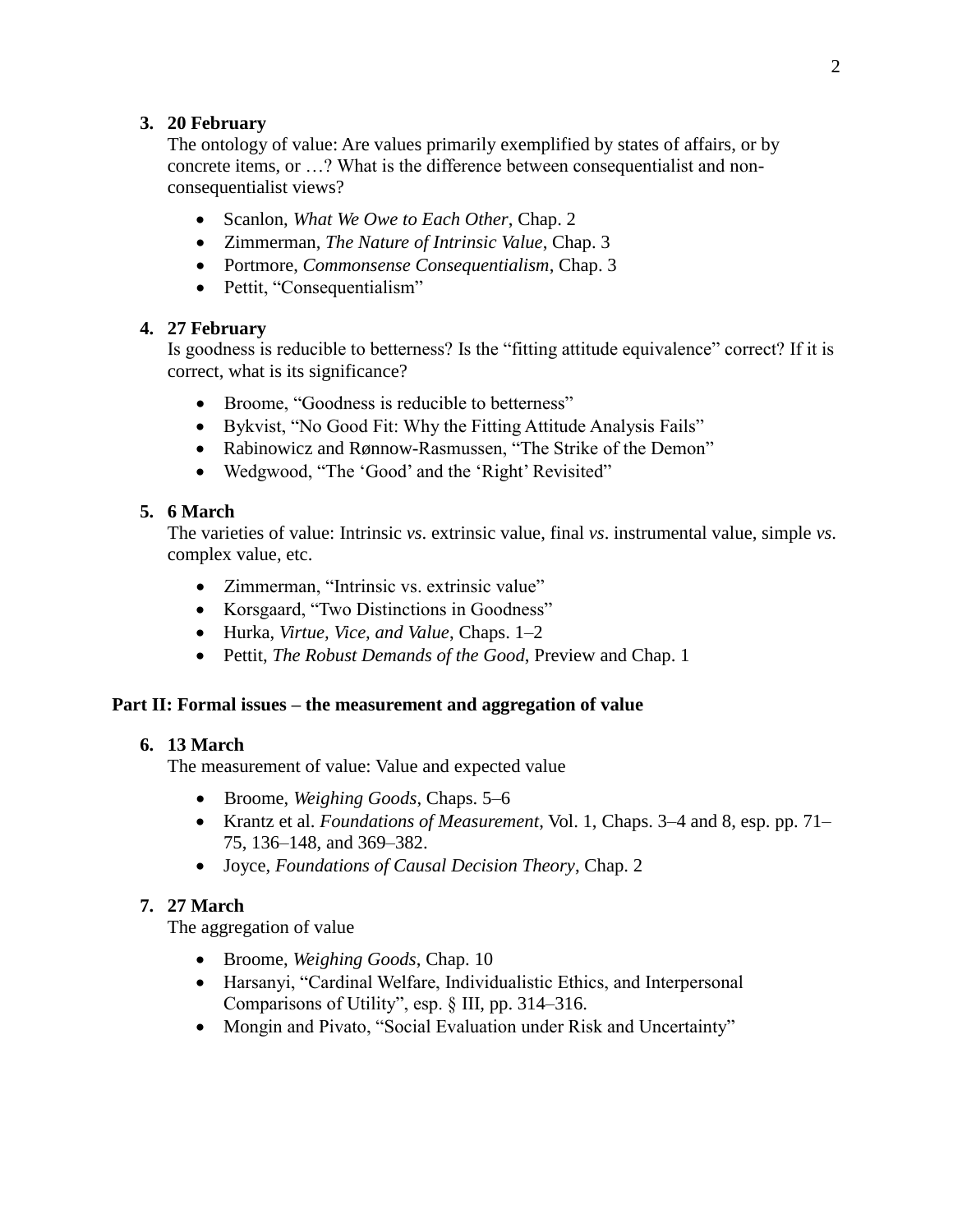3. **20 February**
   The ontology of value: Are values primarily exemplified by states of affairs, or by concrete items, or …? What is the difference between consequentialist and non-consequentialist views?

   - Scanlon, *What We Owe to Each Other*, Chap. 2
   - Zimmerman, *The Nature of Intrinsic Value*, Chap. 3
   - Portmore, *Commonsense Consequentialism*, Chap. 3
   - Pettit, "Consequentialism"

4. **27 February**
   Is goodness is reducible to betterness? Is the "fitting attitude equivalence" correct? If it is correct, what is its significance?

   - Broome, "Goodness is reducible to betterness"
   - Bykvist, "No Good Fit: Why the Fitting Attitude Analysis Fails"
   - Rabinowicz and Rønnow-Rasmussen, "The Strike of the Demon"
   - Wedgwood, "The 'Good' and the 'Right' Revisited"

5. **6 March**
   The varieties of value: Intrinsic *vs.* extrinsic value, final *vs*. instrumental value, simple *vs.* complex value, etc.

   - Zimmerman, "Intrinsic vs. extrinsic value"
   - Korsgaard, "Two Distinctions in Goodness"
   - Hurka, *Virtue, Vice, and Value*, Chaps. 1–2
   - Pettit, *The Robust Demands of the Good*, Preview and Chap. 1

## Part II: Formal issues – the measurement and aggregation of value

6. **13 March**
   The measurement of value: Value and expected value

   - Broome, *Weighing Goods*, Chaps. 5–6
   - Krantz et al. *Foundations of Measurement*, Vol. 1, Chaps. 3–4 and 8, esp. pp. 71–75, 136–148, and 369–382.
   - Joyce, *Foundations of Causal Decision Theory*, Chap. 2

7. **27 March**
   The aggregation of value

   - Broome, *Weighing Goods*, Chap. 10
   - Harsanyi, "Cardinal Welfare, Individualistic Ethics, and Interpersonal Comparisons of Utility", esp. § III, pp. 314–316.
   - Mongin and Pivato, "Social Evaluation under Risk and Uncertainty"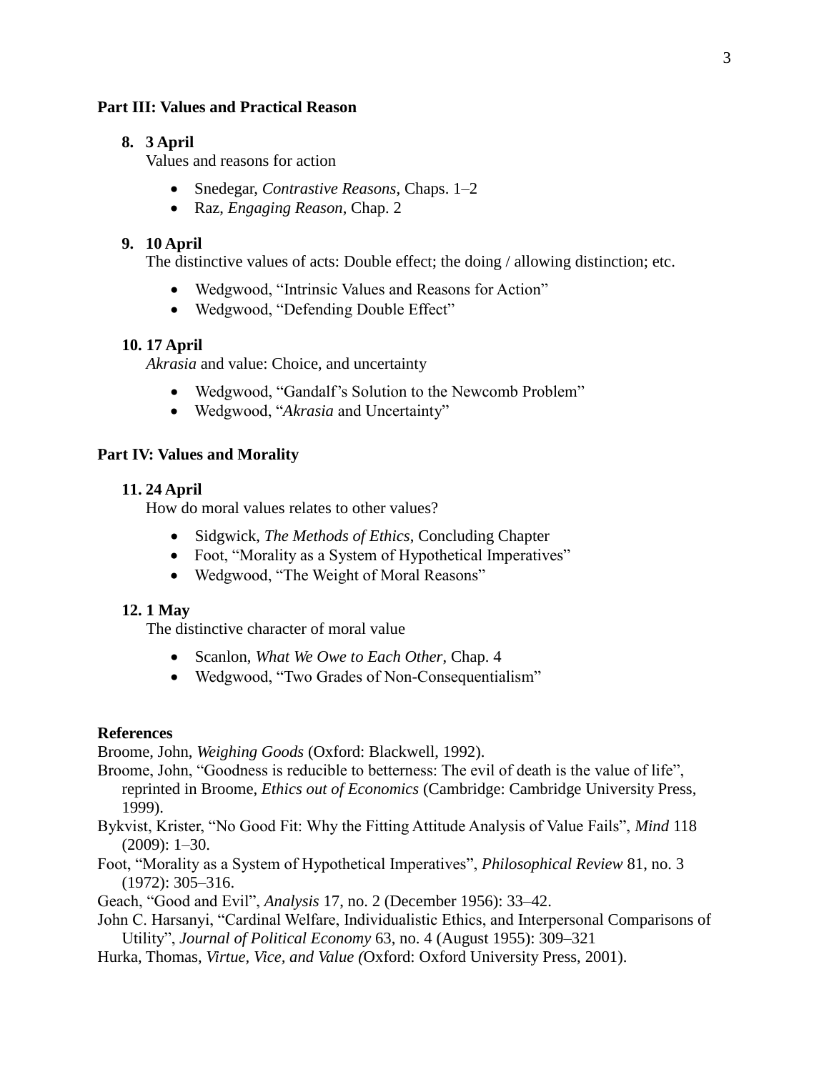**Part III: Values and Practical Reason**

8. **3 April**
   Values and reasons for action

   - Snedegar, *Contrastive Reasons*, Chaps. 1–2
   - Raz, *Engaging Reason*, Chap. 2

9. **10 April**
   The distinctive values of acts: Double effect; the doing / allowing distinction; etc.

   - Wedgwood, "Intrinsic Values and Reasons for Action"
   - Wedgwood, "Defending Double Effect"

10. **17 April**
    *Akrasia* and value: Choice, and uncertainty

    - Wedgwood, "Gandalf's Solution to the Newcomb Problem"
    - Wedgwood, "*Akrasia* and Uncertainty"

**Part IV: Values and Morality**

11. **24 April**
    How do moral values relates to other values?

    - Sidgwick, *The Methods of Ethics*, Concluding Chapter
    - Foot, "Morality as a System of Hypothetical Imperatives"
    - Wedgwood, "The Weight of Moral Reasons"

12. **1 May**
    The distinctive character of moral value

    - Scanlon, *What We Owe to Each Other*, Chap. 4
    - Wedgwood, "Two Grades of Non-Consequentialism"

**References**

Broome, John, *Weighing Goods* (Oxford: Blackwell, 1992).

Broome, John, "Goodness is reducible to betterness: The evil of death is the value of life", reprinted in Broome, *Ethics out of Economics* (Cambridge: Cambridge University Press, 1999).

Bykvist, Krister, "No Good Fit: Why the Fitting Attitude Analysis of Value Fails", *Mind* 118 (2009): 1–30.

Foot, "Morality as a System of Hypothetical Imperatives", *Philosophical Review* 81, no. 3 (1972): 305–316.

Geach, "Good and Evil", *Analysis* 17, no. 2 (December 1956): 33–42.

John C. Harsanyi, "Cardinal Welfare, Individualistic Ethics, and Interpersonal Comparisons of Utility", *Journal of Political Economy* 63, no. 4 (August 1955): 309–321

Hurka, Thomas, *Virtue, Vice, and Value (*Oxford: Oxford University Press, 2001).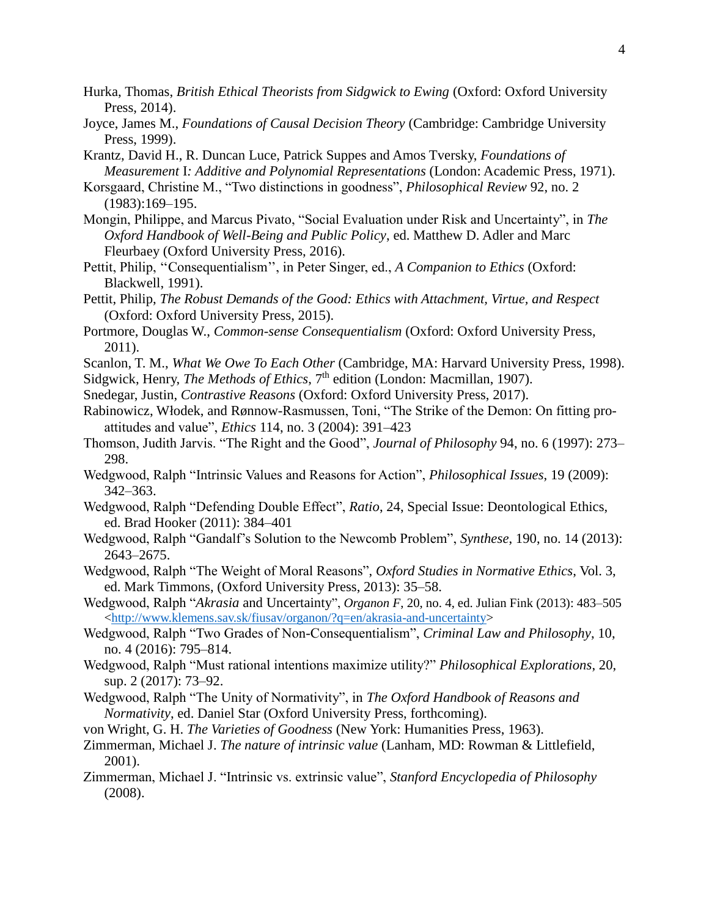Hurka, Thomas, *British Ethical Theorists from Sidgwick to Ewing* (Oxford: Oxford University Press, 2014).

Joyce, James M., *Foundations of Causal Decision Theory* (Cambridge: Cambridge University Press, 1999).

Krantz, David H., R. Duncan Luce, Patrick Suppes and Amos Tversky, *Foundations of Measurement* I*: Additive and Polynomial Representations* (London: Academic Press, 1971).

Korsgaard, Christine M., "Two distinctions in goodness", *Philosophical Review* 92, no. 2 (1983):169–195.

Mongin, Philippe, and Marcus Pivato, "Social Evaluation under Risk and Uncertainty", in *The Oxford Handbook of Well-Being and Public Policy*, ed. Matthew D. Adler and Marc Fleurbaey (Oxford University Press, 2016).

Pettit, Philip, ''Consequentialism'', in Peter Singer, ed., *A Companion to Ethics* (Oxford: Blackwell, 1991).

Pettit, Philip, *The Robust Demands of the Good: Ethics with Attachment, Virtue, and Respect* (Oxford: Oxford University Press, 2015).

Portmore, Douglas W., *Common-sense Consequentialism* (Oxford: Oxford University Press, 2011).

Scanlon, T. M., *What We Owe To Each Other* (Cambridge, MA: Harvard University Press, 1998).

Sidgwick, Henry, *The Methods of Ethics*, 7th edition (London: Macmillan, 1907).

Snedegar, Justin, *Contrastive Reasons* (Oxford: Oxford University Press, 2017).

Rabinowicz, Włodek, and Rønnow-Rasmussen, Toni, "The Strike of the Demon: On fitting pro-attitudes and value", *Ethics* 114, no. 3 (2004): 391–423

Thomson, Judith Jarvis. "The Right and the Good", *Journal of Philosophy* 94, no. 6 (1997): 273–298.

Wedgwood, Ralph "Intrinsic Values and Reasons for Action", *Philosophical Issues*, 19 (2009): 342–363.

Wedgwood, Ralph "Defending Double Effect", *Ratio*, 24, Special Issue: Deontological Ethics, ed. Brad Hooker (2011): 384–401

Wedgwood, Ralph "Gandalf's Solution to the Newcomb Problem", *Synthese*, 190, no. 14 (2013): 2643–2675.

Wedgwood, Ralph "The Weight of Moral Reasons", *Oxford Studies in Normative Ethics*, Vol. 3, ed. Mark Timmons, (Oxford University Press, 2013): 35–58.

Wedgwood, Ralph "*Akrasia* and Uncertainty", *Organon F*, 20, no. 4, ed. Julian Fink (2013): 483–505 <http://www.klemens.sav.sk/fiusav/organon/?q=en/akrasia-and-uncertainty>

Wedgwood, Ralph "Two Grades of Non-Consequentialism", *Criminal Law and Philosophy*, 10, no. 4 (2016): 795–814.

Wedgwood, Ralph "Must rational intentions maximize utility?" *Philosophical Explorations*, 20, sup. 2 (2017): 73–92.

Wedgwood, Ralph "The Unity of Normativity", in *The Oxford Handbook of Reasons and Normativity*, ed. Daniel Star (Oxford University Press, forthcoming).

von Wright, G. H. *The Varieties of Goodness* (New York: Humanities Press, 1963).

Zimmerman, Michael J. *The nature of intrinsic value* (Lanham, MD: Rowman & Littlefield, 2001).

Zimmerman, Michael J. "Intrinsic vs. extrinsic value", *Stanford Encyclopedia of Philosophy* (2008).